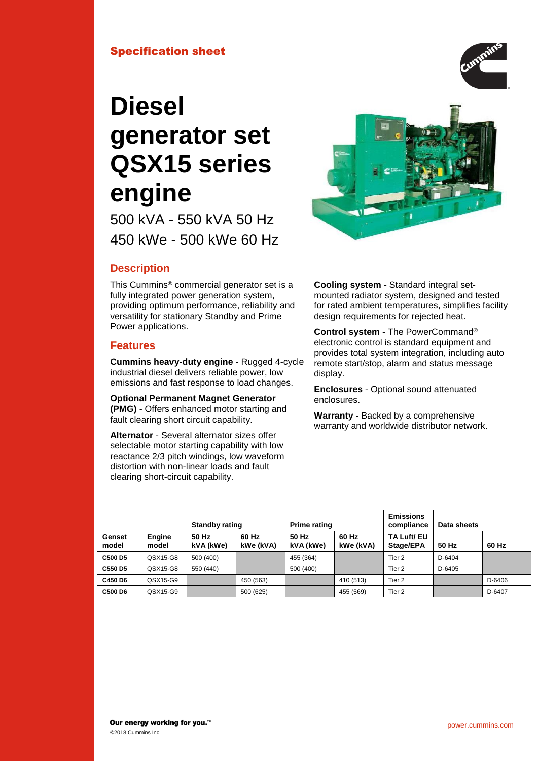Specification sheet

# Diesel generator set QSX15 series engine

500 kVA - 550 kVA 50 Hz

450 kWe - 500 kWe 60 Hz

## Description

This Cummins® commercial generator set is a fully integrated power generation system, providing optimum performance, reliability and versatility for stationary Standby and Prime Power applications.

## Features

**Cummins heavy-duty engine** - Rugged 4-cycle industrial diesel delivers reliable power, low emissions and fast response to load changes.

**Optional Permanent Magnet Generator (PMG)** - Offers enhanced motor starting and fault clearing short circuit capability.

**Alternator** - Several alternator sizes offer selectable motor starting capability with low reactance 2/3 pitch windings, low waveform distortion with non-linear loads and fault clearing short-circuit capability.

**Cooling system** - Standard integral set-mounted radiator system, designed and tested for rated ambient temperatures, simplifies facility design requirements for rejected heat.

**Control system** - The PowerCommand® electronic control is standard equipment and provides total system integration, including auto remote start/stop, alarm and status message display.

**Enclosures** - Optional sound attenuated enclosures.

**Warranty** - Backed by a comprehensive warranty and worldwide distributor network.

| | | Standby rating | | Prime rating | | Emissions compliance | Data sheets | |
|---|---|---|---|---|---|---|---|---|
| Genset model | Engine model | 50 Hz kVA (kWe) | 60 Hz kWe (kVA) | 50 Hz kVA (kWe) | 60 Hz kWe (kVA) | TA Luft/ EU Stage/EPA | 50 Hz | 60 Hz |
| **C500 D5** | QSX15-G8 | 500 (400) | | 455 (364) | | Tier 2 | D-6404 | |
| **C550 D5** | QSX15-G8 | 550 (440) | | 500 (400) | | Tier 2 | D-6405 | |
| **C450 D6** | QSX15-G9 | | 450 (563) | | 410 (513) | Tier 2 | | D-6406 |
| **C500 D6** | QSX15-G9 | | 500 (625) | | 455 (569) | Tier 2 | | D-6407 |

**Our energy working for you.**™

©2018 Cummins Inc

power.cummins.com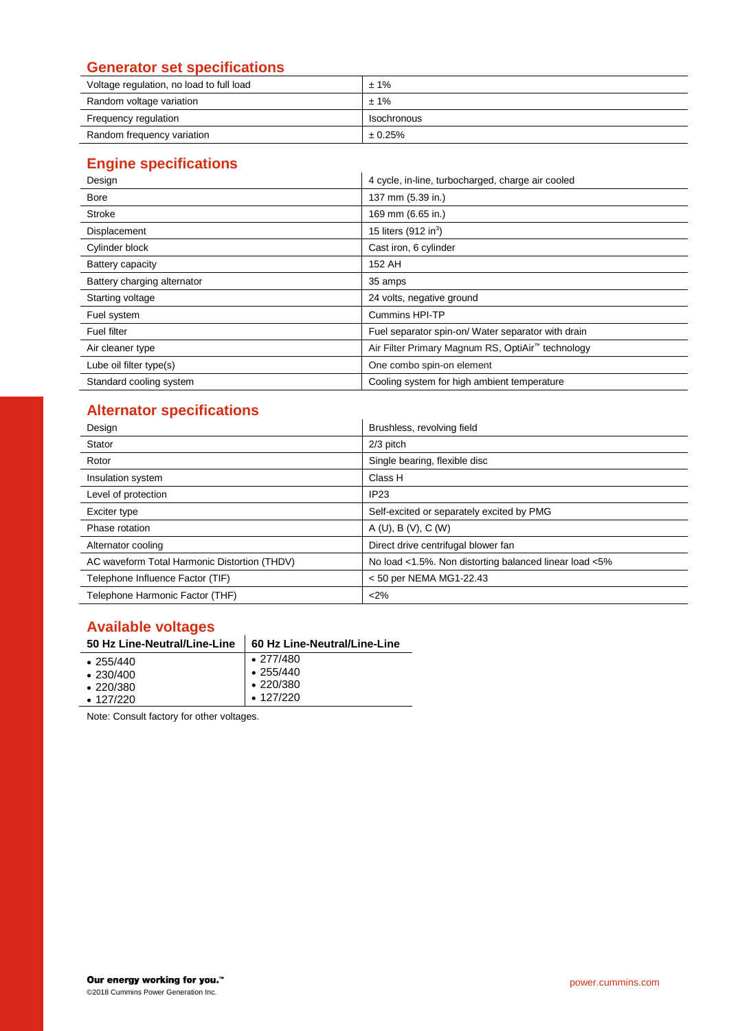## Generator set specifications

| | |
|---|---|
| Voltage regulation, no load to full load | ± 1% |
| Random voltage variation | ± 1% |
| Frequency regulation | Isochronous |
| Random frequency variation | ± 0.25% |

## Engine specifications

| | |
|---|---|
| Design | 4 cycle, in-line, turbocharged, charge air cooled |
| Bore | 137 mm (5.39 in.) |
| Stroke | 169 mm (6.65 in.) |
| Displacement | 15 liters (912 $in^3$) |
| Cylinder block | Cast iron, 6 cylinder |
| Battery capacity | 152 AH |
| Battery charging alternator | 35 amps |
| Starting voltage | 24 volts, negative ground |
| Fuel system | Cummins HPI-TP |
| Fuel filter | Fuel separator spin-on/ Water separator with drain |
| Air cleaner type | Air Filter Primary Magnum RS, OptiAir™ technology |
| Lube oil filter type(s) | One combo spin-on element |
| Standard cooling system | Cooling system for high ambient temperature |

## Alternator specifications

| | |
|---|---|
| Design | Brushless, revolving field |
| Stator | 2/3 pitch |
| Rotor | Single bearing, flexible disc |
| Insulation system | Class H |
| Level of protection | IP23 |
| Exciter type | Self-excited or separately excited by PMG |
| Phase rotation | A (U), B (V), C (W) |
| Alternator cooling | Direct drive centrifugal blower fan |
| AC waveform Total Harmonic Distortion (THDV) | No load <1.5%. Non distorting balanced linear load <5% |
| Telephone Influence Factor (TIF) | < 50 per NEMA MG1-22.43 |
| Telephone Harmonic Factor (THF) | <2% |

## Available voltages

| 50 Hz Line-Neutral/Line-Line | 60 Hz Line-Neutral/Line-Line |
|---|---|
| • 255/440<br>• 230/400<br>• 220/380<br>• 127/220 | • 277/480<br>• 255/440<br>• 220/380<br>• 127/220 |

Note: Consult factory for other voltages.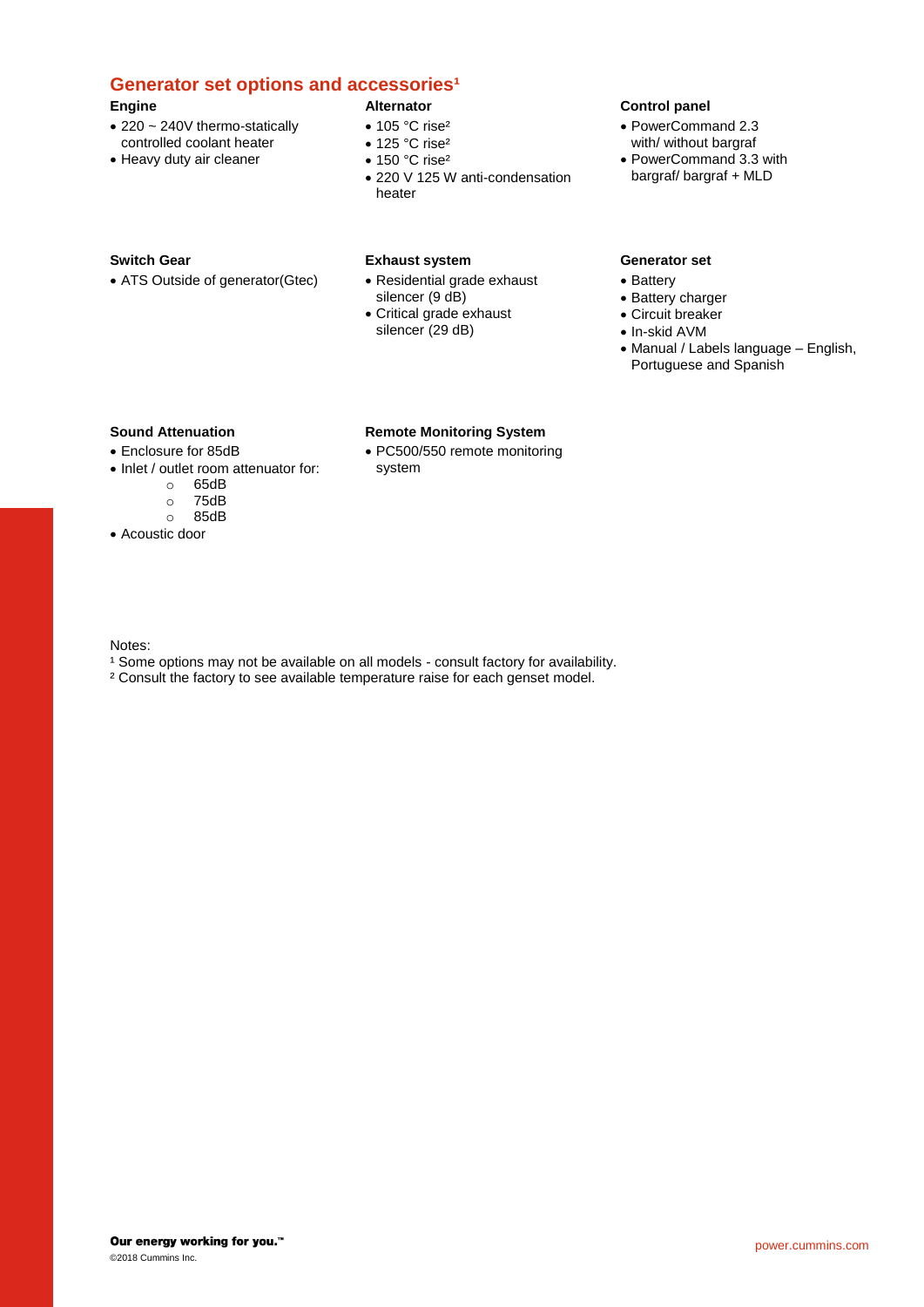## Generator set options and accessories[1]

### Engine

- 220 ~ 240V thermo-statically controlled coolant heater
- Heavy duty air cleaner

### Alternator

- 105 °C rise[2]
- 125 °C rise[2]
- 150 °C rise[2]
- 220 V 125 W anti-condensation heater

### Control panel

- PowerCommand 2.3 with/ without bargraf
- PowerCommand 3.3 with bargraf/ bargraf + MLD

### Switch Gear

- ATS Outside of generator(Gtec)

### Exhaust system

- Residential grade exhaust silencer (9 dB)
- Critical grade exhaust silencer (29 dB)

### Generator set

- Battery
- Battery charger
- Circuit breaker
- In-skid AVM
- Manual / Labels language – English, Portuguese and Spanish

### Sound Attenuation

- Enclosure for 85dB
- Inlet / outlet room attenuator for:
  - 65dB
  - 75dB
  - 85dB
- Acoustic door

### Remote Monitoring System

- PC500/550 remote monitoring system

Notes:

[1] Some options may not be available on all models - consult factory for availability.

[2] Consult the factory to see available temperature raise for each genset model.

**Our energy working for you.™**

©2018 Cummins Inc.

power.cummins.com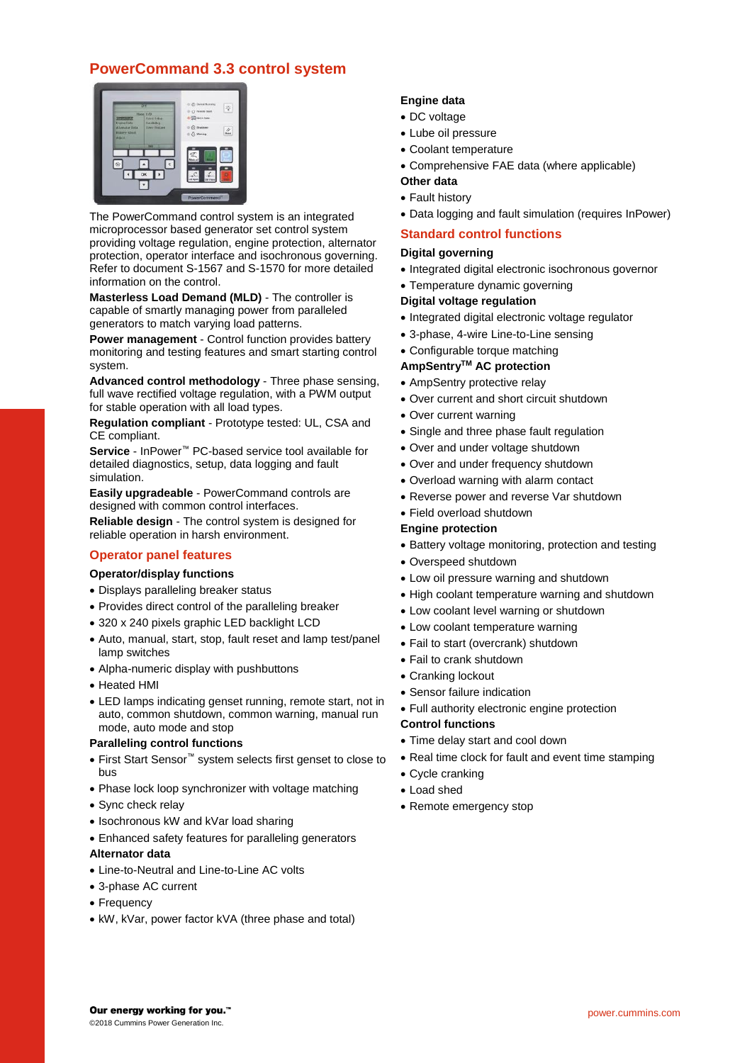## PowerCommand 3.3 control system

The PowerCommand control system is an integrated microprocessor based generator set control system providing voltage regulation, engine protection, alternator protection, operator interface and isochronous governing. Refer to document S-1567 and S-1570 for more detailed information on the control.

**Masterless Load Demand (MLD)** - The controller is capable of smartly managing power from paralleled generators to match varying load patterns.

**Power management** - Control function provides battery monitoring and testing features and smart starting control system.

**Advanced control methodology** - Three phase sensing, full wave rectified voltage regulation, with a PWM output for stable operation with all load types.

**Regulation compliant** - Prototype tested: UL, CSA and CE compliant.

**Service** - InPower™ PC-based service tool available for detailed diagnostics, setup, data logging and fault simulation.

**Easily upgradeable** - PowerCommand controls are designed with common control interfaces.

**Reliable design** - The control system is designed for reliable operation in harsh environment.

## Operator panel features

### Operator/display functions

- Displays paralleling breaker status
- Provides direct control of the paralleling breaker
- 320 x 240 pixels graphic LED backlight LCD
- Auto, manual, start, stop, fault reset and lamp test/panel lamp switches
- Alpha-numeric display with pushbuttons
- Heated HMI
- LED lamps indicating genset running, remote start, not in auto, common shutdown, common warning, manual run mode, auto mode and stop

### Paralleling control functions

- First Start Sensor™ system selects first genset to close to bus
- Phase lock loop synchronizer with voltage matching
- Sync check relay
- Isochronous kW and kVar load sharing
- Enhanced safety features for paralleling generators

### Alternator data

- Line-to-Neutral and Line-to-Line AC volts
- 3-phase AC current
- Frequency
- kW, kVar, power factor kVA (three phase and total)

### Engine data

- DC voltage
- Lube oil pressure
- Coolant temperature
- Comprehensive FAE data (where applicable)

### Other data

- Fault history
- Data logging and fault simulation (requires InPower)

## Standard control functions

### Digital governing

- Integrated digital electronic isochronous governor
- Temperature dynamic governing

### Digital voltage regulation

- Integrated digital electronic voltage regulator
- 3-phase, 4-wire Line-to-Line sensing
- Configurable torque matching

### AmpSentry™ AC protection

- AmpSentry protective relay
- Over current and short circuit shutdown
- Over current warning
- Single and three phase fault regulation
- Over and under voltage shutdown
- Over and under frequency shutdown
- Overload warning with alarm contact
- Reverse power and reverse Var shutdown
- Field overload shutdown

### Engine protection

- Battery voltage monitoring, protection and testing
- Overspeed shutdown
- Low oil pressure warning and shutdown
- High coolant temperature warning and shutdown
- Low coolant level warning or shutdown
- Low coolant temperature warning
- Fail to start (overcrank) shutdown
- Fail to crank shutdown
- Cranking lockout
- Sensor failure indication
- Full authority electronic engine protection

### Control functions

- Time delay start and cool down
- Real time clock for fault and event time stamping
- Cycle cranking
- Load shed
- Remote emergency stop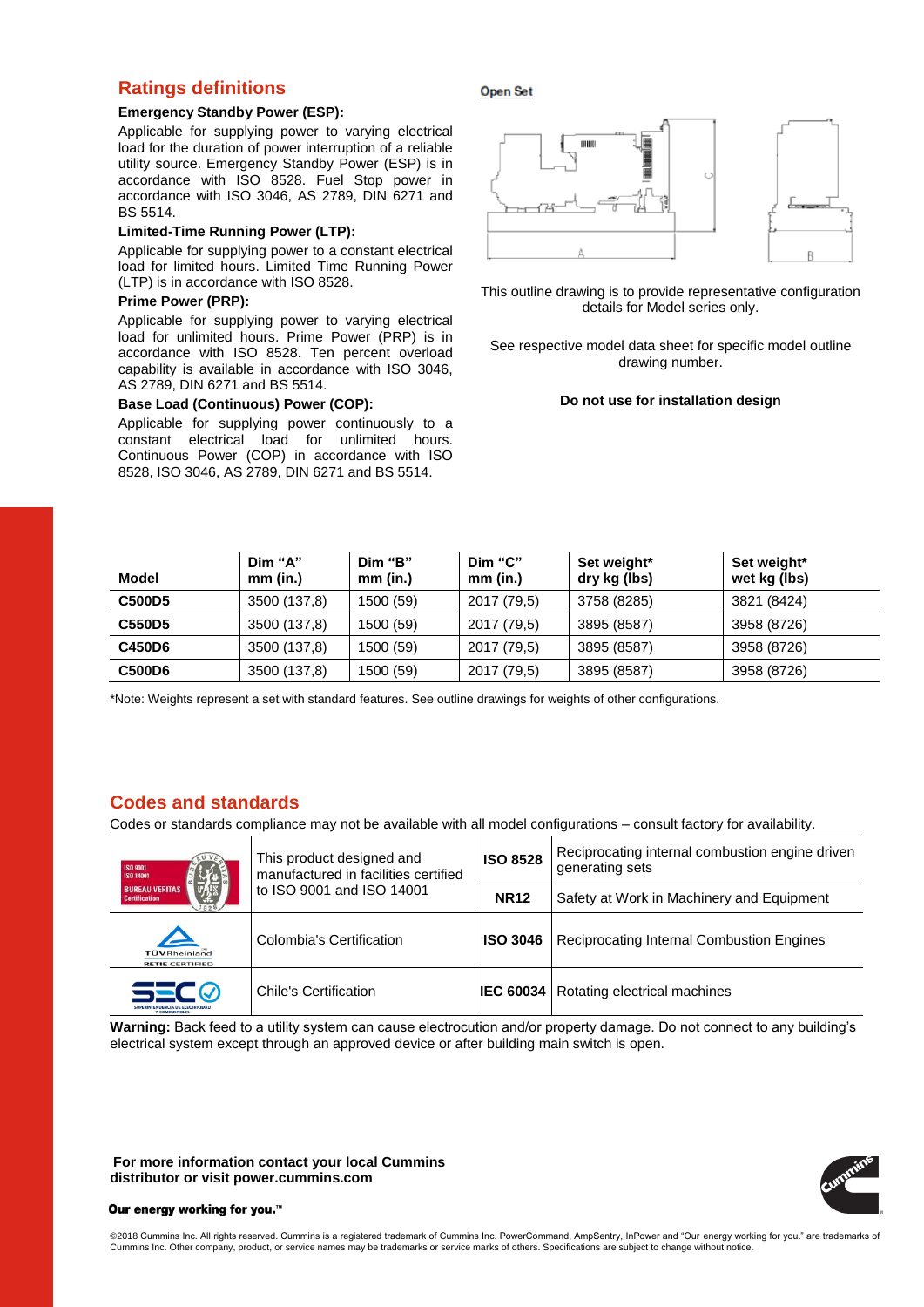## Ratings definitions

**Emergency Standby Power (ESP):**

Applicable for supplying power to varying electrical load for the duration of power interruption of a reliable utility source. Emergency Standby Power (ESP) is in accordance with ISO 8528. Fuel Stop power in accordance with ISO 3046, AS 2789, DIN 6271 and BS 5514.

**Limited-Time Running Power (LTP):**

Applicable for supplying power to a constant electrical load for limited hours. Limited Time Running Power (LTP) is in accordance with ISO 8528.

**Prime Power (PRP):**

Applicable for supplying power to varying electrical load for unlimited hours. Prime Power (PRP) is in accordance with ISO 8528. Ten percent overload capability is available in accordance with ISO 3046, AS 2789, DIN 6271 and BS 5514.

**Base Load (Continuous) Power (COP):**

Applicable for supplying power continuously to a constant electrical load for unlimited hours. Continuous Power (COP) in accordance with ISO 8528, ISO 3046, AS 2789, DIN 6271 and BS 5514.

**Open Set**

A

B

C

This outline drawing is to provide representative configuration details for Model series only.

See respective model data sheet for specific model outline drawing number.

**Do not use for installation design**

| Model | Dim "A" mm (in.) | Dim "B" mm (in.) | Dim "C" mm (in.) | Set weight* dry kg (lbs) | Set weight* wet kg (lbs) |
|---|---|---|---|---|---|
| **C500D5** | 3500 (137,8) | 1500 (59) | 2017 (79,5) | 3758 (8285) | 3821 (8424) |
| **C550D5** | 3500 (137,8) | 1500 (59) | 2017 (79,5) | 3895 (8587) | 3958 (8726) |
| **C450D6** | 3500 (137,8) | 1500 (59) | 2017 (79,5) | 3895 (8587) | 3958 (8726) |
| **C500D6** | 3500 (137,8) | 1500 (59) | 2017 (79,5) | 3895 (8587) | 3958 (8726) |

*Note: Weights represent a set with standard features. See outline drawings for weights of other configurations.

## Codes and standards

Codes or standards compliance may not be available with all model configurations – consult factory for availability.

| | | | |
|---|---|---|---|
| ISO 9001 ISO 14001 BUREAU VERITAS Certification | This product designed and manufactured in facilities certified to ISO 9001 and ISO 14001 | **ISO 8528** | Reciprocating internal combustion engine driven generating sets |
| | | **NR12** | Safety at Work in Machinery and Equipment |
| TÜVRheinland RETIE CERTIFIED | Colombia's Certification | **ISO 3046** | Reciprocating Internal Combustion Engines |
| SEC SUPERINTENDENCIA DE ELECTRICIDAD Y COMBUSTIBLES | Chile's Certification | **IEC 60034** | Rotating electrical machines |

**Warning:** Back feed to a utility system can cause electrocution and/or property damage. Do not connect to any building's electrical system except through an approved device or after building main switch is open.

**For more information contact your local Cummins distributor or visit power.cummins.com**

**Our energy working for you.™**

©2018 Cummins Inc. All rights reserved. Cummins is a registered trademark of Cummins Inc. PowerCommand, AmpSentry, InPower and "Our energy working for you." are trademarks of Cummins Inc. Other company, product, or service names may be trademarks or service marks of others. Specifications are subject to change without notice.